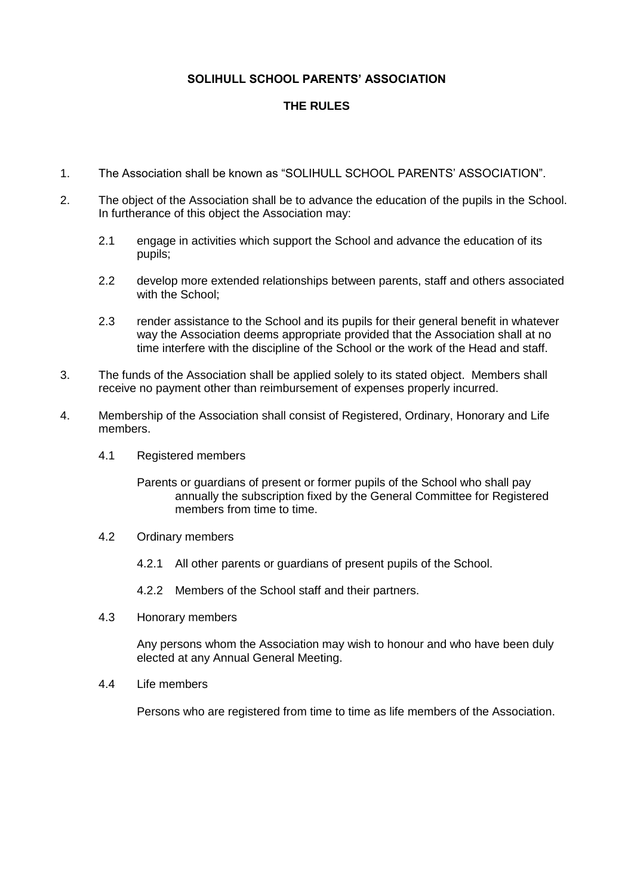# SOLIHULL SCHOOL PARENTS' ASSOCIATION

## THE RULES

1. The Association shall be known as "SOLIHULL SCHOOL PARENTS' ASSOCIATION".

2. The object of the Association shall be to advance the education of the pupils in the School. In furtherance of this object the Association may:

   2.1 engage in activities which support the School and advance the education of its pupils;

   2.2 develop more extended relationships between parents, staff and others associated with the School;

   2.3 render assistance to the School and its pupils for their general benefit in whatever way the Association deems appropriate provided that the Association shall at no time interfere with the discipline of the School or the work of the Head and staff.

3. The funds of the Association shall be applied solely to its stated object. Members shall receive no payment other than reimbursement of expenses properly incurred.

4. Membership of the Association shall consist of Registered, Ordinary, Honorary and Life members.

   4.1 Registered members

   Parents or guardians of present or former pupils of the School who shall pay annually the subscription fixed by the General Committee for Registered members from time to time.

   4.2 Ordinary members

   4.2.1 All other parents or guardians of present pupils of the School.

   4.2.2 Members of the School staff and their partners.

   4.3 Honorary members

   Any persons whom the Association may wish to honour and who have been duly elected at any Annual General Meeting.

   4.4 Life members

   Persons who are registered from time to time as life members of the Association.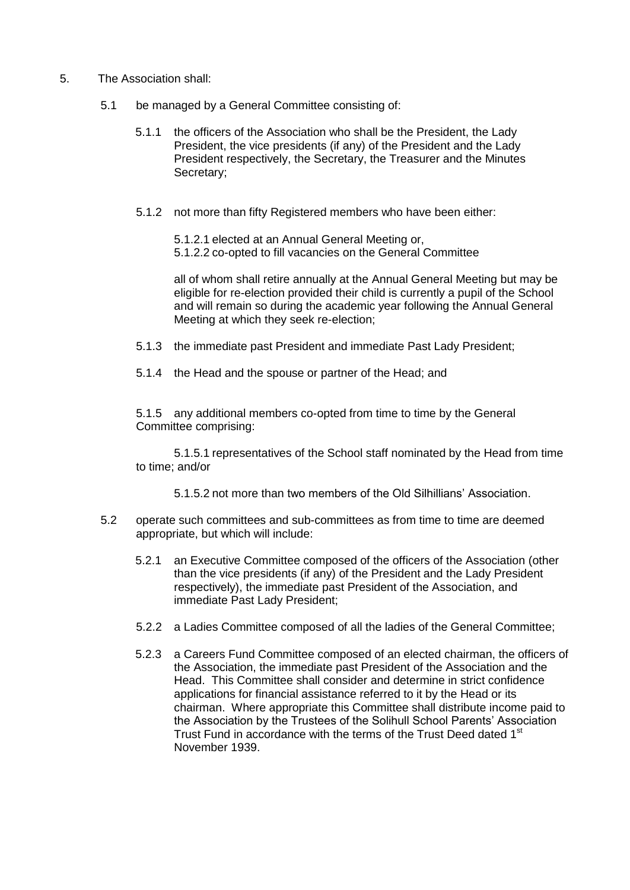5. The Association shall:

   5.1 be managed by a General Committee consisting of:

      5.1.1 the officers of the Association who shall be the President, the Lady President, the vice presidents (if any) of the President and the Lady President respectively, the Secretary, the Treasurer and the Minutes Secretary;

      5.1.2 not more than fifty Registered members who have been either:

         5.1.2.1 elected at an Annual General Meeting or,
         5.1.2.2 co-opted to fill vacancies on the General Committee

         all of whom shall retire annually at the Annual General Meeting but may be eligible for re-election provided their child is currently a pupil of the School and will remain so during the academic year following the Annual General Meeting at which they seek re-election;

      5.1.3 the immediate past President and immediate Past Lady President;

      5.1.4 the Head and the spouse or partner of the Head; and

      5.1.5 any additional members co-opted from time to time by the General Committee comprising:

         5.1.5.1 representatives of the School staff nominated by the Head from time to time; and/or

         5.1.5.2 not more than two members of the Old Silhillians' Association.

   5.2 operate such committees and sub-committees as from time to time are deemed appropriate, but which will include:

      5.2.1 an Executive Committee composed of the officers of the Association (other than the vice presidents (if any) of the President and the Lady President respectively), the immediate past President of the Association, and immediate Past Lady President;

      5.2.2 a Ladies Committee composed of all the ladies of the General Committee;

      5.2.3 a Careers Fund Committee composed of an elected chairman, the officers of the Association, the immediate past President of the Association and the Head. This Committee shall consider and determine in strict confidence applications for financial assistance referred to it by the Head or its chairman. Where appropriate this Committee shall distribute income paid to the Association by the Trustees of the Solihull School Parents' Association Trust Fund in accordance with the terms of the Trust Deed dated 1st November 1939.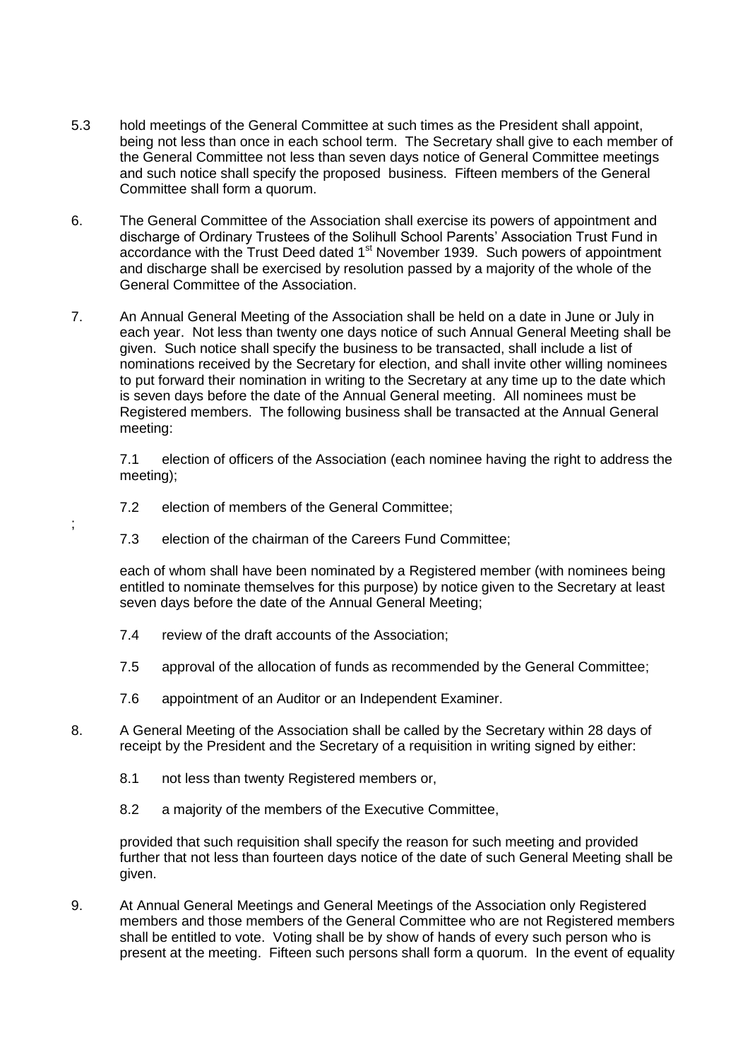5.3 hold meetings of the General Committee at such times as the President shall appoint, being not less than once in each school term. The Secretary shall give to each member of the General Committee not less than seven days notice of General Committee meetings and such notice shall specify the proposed business. Fifteen members of the General Committee shall form a quorum.

6. The General Committee of the Association shall exercise its powers of appointment and discharge of Ordinary Trustees of the Solihull School Parents' Association Trust Fund in accordance with the Trust Deed dated 1st November 1939. Such powers of appointment and discharge shall be exercised by resolution passed by a majority of the whole of the General Committee of the Association.

7. An Annual General Meeting of the Association shall be held on a date in June or July in each year. Not less than twenty one days notice of such Annual General Meeting shall be given. Such notice shall specify the business to be transacted, shall include a list of nominations received by the Secretary for election, and shall invite other willing nominees to put forward their nomination in writing to the Secretary at any time up to the date which is seven days before the date of the Annual General meeting. All nominees must be Registered members. The following business shall be transacted at the Annual General meeting:

   7.1 election of officers of the Association (each nominee having the right to address the meeting);

   7.2 election of members of the General Committee;

;

   7.3 election of the chairman of the Careers Fund Committee;

   each of whom shall have been nominated by a Registered member (with nominees being entitled to nominate themselves for this purpose) by notice given to the Secretary at least seven days before the date of the Annual General Meeting;

   7.4 review of the draft accounts of the Association;

   7.5 approval of the allocation of funds as recommended by the General Committee;

   7.6 appointment of an Auditor or an Independent Examiner.

8. A General Meeting of the Association shall be called by the Secretary within 28 days of receipt by the President and the Secretary of a requisition in writing signed by either:

   8.1 not less than twenty Registered members or,

   8.2 a majority of the members of the Executive Committee,

   provided that such requisition shall specify the reason for such meeting and provided further that not less than fourteen days notice of the date of such General Meeting shall be given.

9. At Annual General Meetings and General Meetings of the Association only Registered members and those members of the General Committee who are not Registered members shall be entitled to vote. Voting shall be by show of hands of every such person who is present at the meeting. Fifteen such persons shall form a quorum. In the event of equality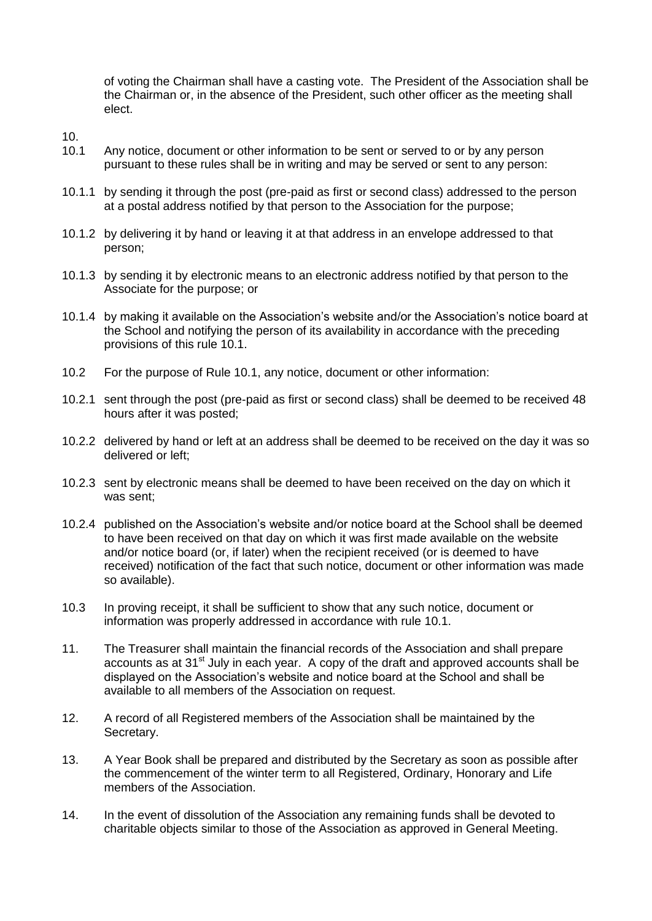of voting the Chairman shall have a casting vote. The President of the Association shall be the Chairman or, in the absence of the President, such other officer as the meeting shall elect.

10.

10.1 Any notice, document or other information to be sent or served to or by any person pursuant to these rules shall be in writing and may be served or sent to any person:

10.1.1 by sending it through the post (pre-paid as first or second class) addressed to the person at a postal address notified by that person to the Association for the purpose;

10.1.2 by delivering it by hand or leaving it at that address in an envelope addressed to that person;

10.1.3 by sending it by electronic means to an electronic address notified by that person to the Associate for the purpose; or

10.1.4 by making it available on the Association's website and/or the Association's notice board at the School and notifying the person of its availability in accordance with the preceding provisions of this rule 10.1.

10.2 For the purpose of Rule 10.1, any notice, document or other information:

10.2.1 sent through the post (pre-paid as first or second class) shall be deemed to be received 48 hours after it was posted;

10.2.2 delivered by hand or left at an address shall be deemed to be received on the day it was so delivered or left;

10.2.3 sent by electronic means shall be deemed to have been received on the day on which it was sent;

10.2.4 published on the Association's website and/or notice board at the School shall be deemed to have been received on that day on which it was first made available on the website and/or notice board (or, if later) when the recipient received (or is deemed to have received) notification of the fact that such notice, document or other information was made so available).

10.3 In proving receipt, it shall be sufficient to show that any such notice, document or information was properly addressed in accordance with rule 10.1.

11. The Treasurer shall maintain the financial records of the Association and shall prepare accounts as at 31st July in each year. A copy of the draft and approved accounts shall be displayed on the Association's website and notice board at the School and shall be available to all members of the Association on request.

12. A record of all Registered members of the Association shall be maintained by the Secretary.

13. A Year Book shall be prepared and distributed by the Secretary as soon as possible after the commencement of the winter term to all Registered, Ordinary, Honorary and Life members of the Association.

14. In the event of dissolution of the Association any remaining funds shall be devoted to charitable objects similar to those of the Association as approved in General Meeting.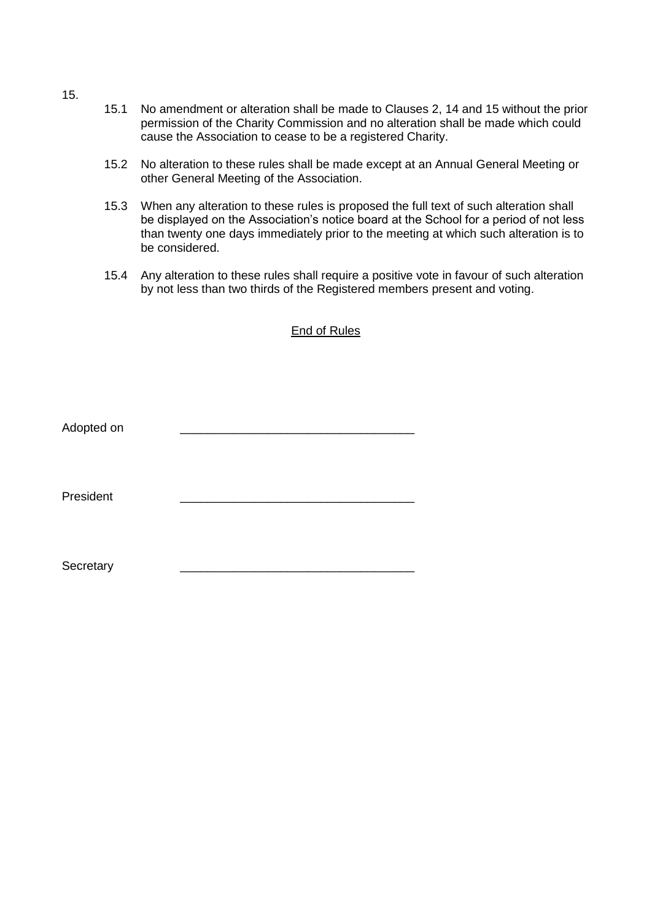15.

15.1 No amendment or alteration shall be made to Clauses 2, 14 and 15 without the prior permission of the Charity Commission and no alteration shall be made which could cause the Association to cease to be a registered Charity.

15.2 No alteration to these rules shall be made except at an Annual General Meeting or other General Meeting of the Association.

15.3 When any alteration to these rules is proposed the full text of such alteration shall be displayed on the Association's notice board at the School for a period of not less than twenty one days immediately prior to the meeting at which such alteration is to be considered.

15.4 Any alteration to these rules shall require a positive vote in favour of such alteration by not less than two thirds of the Registered members present and voting.

<u>End of Rules</u>

Adopted on \_\_\_\_\_\_\_\_\_\_\_\_\_\_\_\_\_\_\_\_\_\_\_\_\_\_\_\_\_\_\_\_\_\_\_

President \_\_\_\_\_\_\_\_\_\_\_\_\_\_\_\_\_\_\_\_\_\_\_\_\_\_\_\_\_\_\_\_\_\_\_

Secretary \_\_\_\_\_\_\_\_\_\_\_\_\_\_\_\_\_\_\_\_\_\_\_\_\_\_\_\_\_\_\_\_\_\_\_